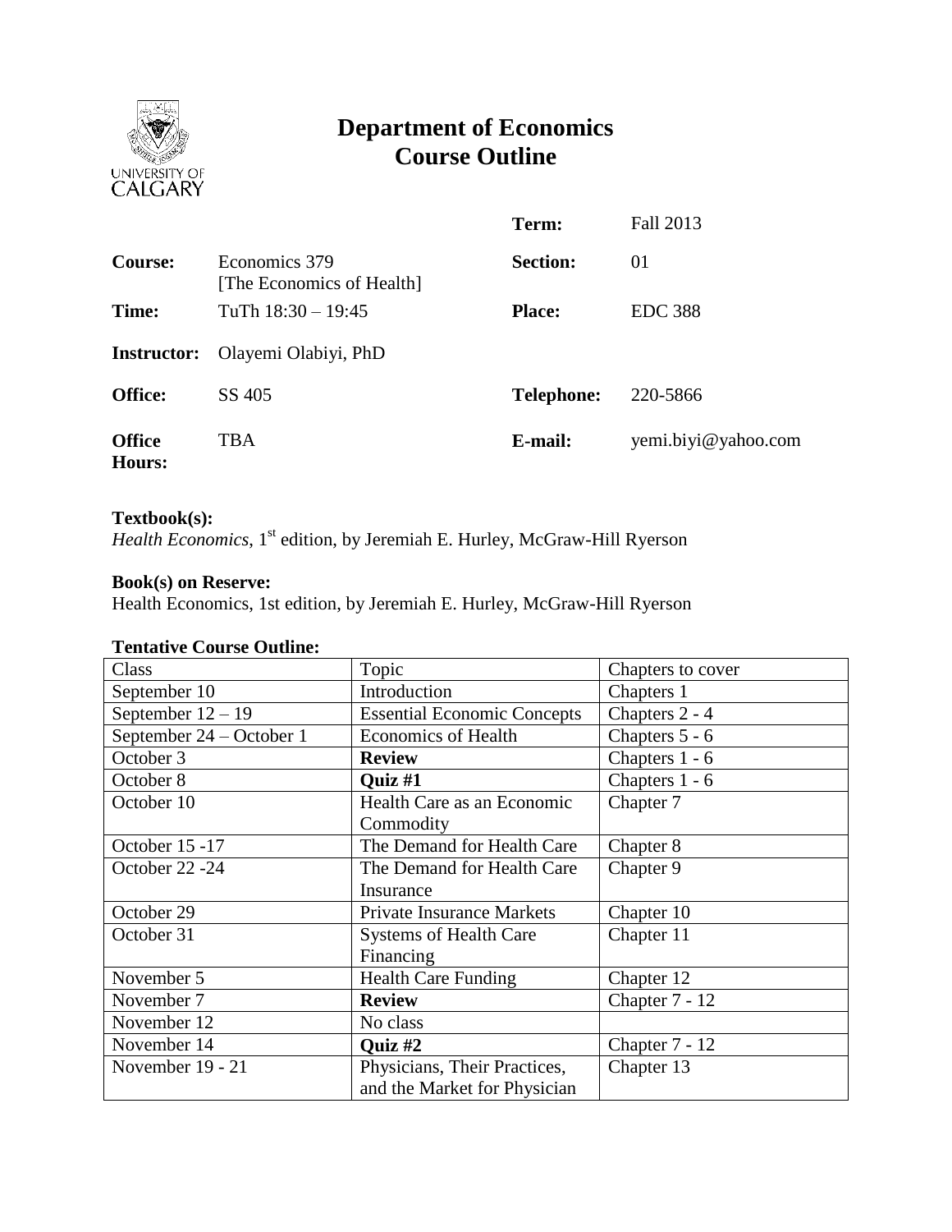# Department of Economics
# Course Outline

| | | | |
|---|---|---|---|
| | | **Term:** | Fall 2013 |
| **Course:** | Economics 379 [The Economics of Health] | **Section:** | 01 |
| **Time:** | TuTh 18:30 – 19:45 | **Place:** | EDC 388 |
| **Instructor:** | Olayemi Olabiyi, PhD | | |
| **Office:** | SS 405 | **Telephone:** | 220-5866 |
| **Office Hours:** | TBA | **E-mail:** | yemi.biyi@yahoo.com |

**Textbook(s):**
*Health Economics*, 1st edition, by Jeremiah E. Hurley, McGraw-Hill Ryerson

**Book(s) on Reserve:**
Health Economics, 1st edition, by Jeremiah E. Hurley, McGraw-Hill Ryerson

**Tentative Course Outline:**

| Class | Topic | Chapters to cover |
|---|---|---|
| September 10 | Introduction | Chapters 1 |
| September 12 – 19 | Essential Economic Concepts | Chapters 2 - 4 |
| September 24 – October 1 | Economics of Health | Chapters 5 - 6 |
| October 3 | **Review** | Chapters 1 - 6 |
| October 8 | **Quiz #1** | Chapters 1 - 6 |
| October 10 | Health Care as an Economic Commodity | Chapter 7 |
| October 15 -17 | The Demand for Health Care | Chapter 8 |
| October 22 -24 | The Demand for Health Care Insurance | Chapter 9 |
| October 29 | Private Insurance Markets | Chapter 10 |
| October 31 | Systems of Health Care Financing | Chapter 11 |
| November 5 | Health Care Funding | Chapter 12 |
| November 7 | **Review** | Chapter 7 - 12 |
| November 12 | No class | |
| November 14 | **Quiz #2** | Chapter 7 - 12 |
| November 19 - 21 | Physicians, Their Practices, and the Market for Physician | Chapter 13 |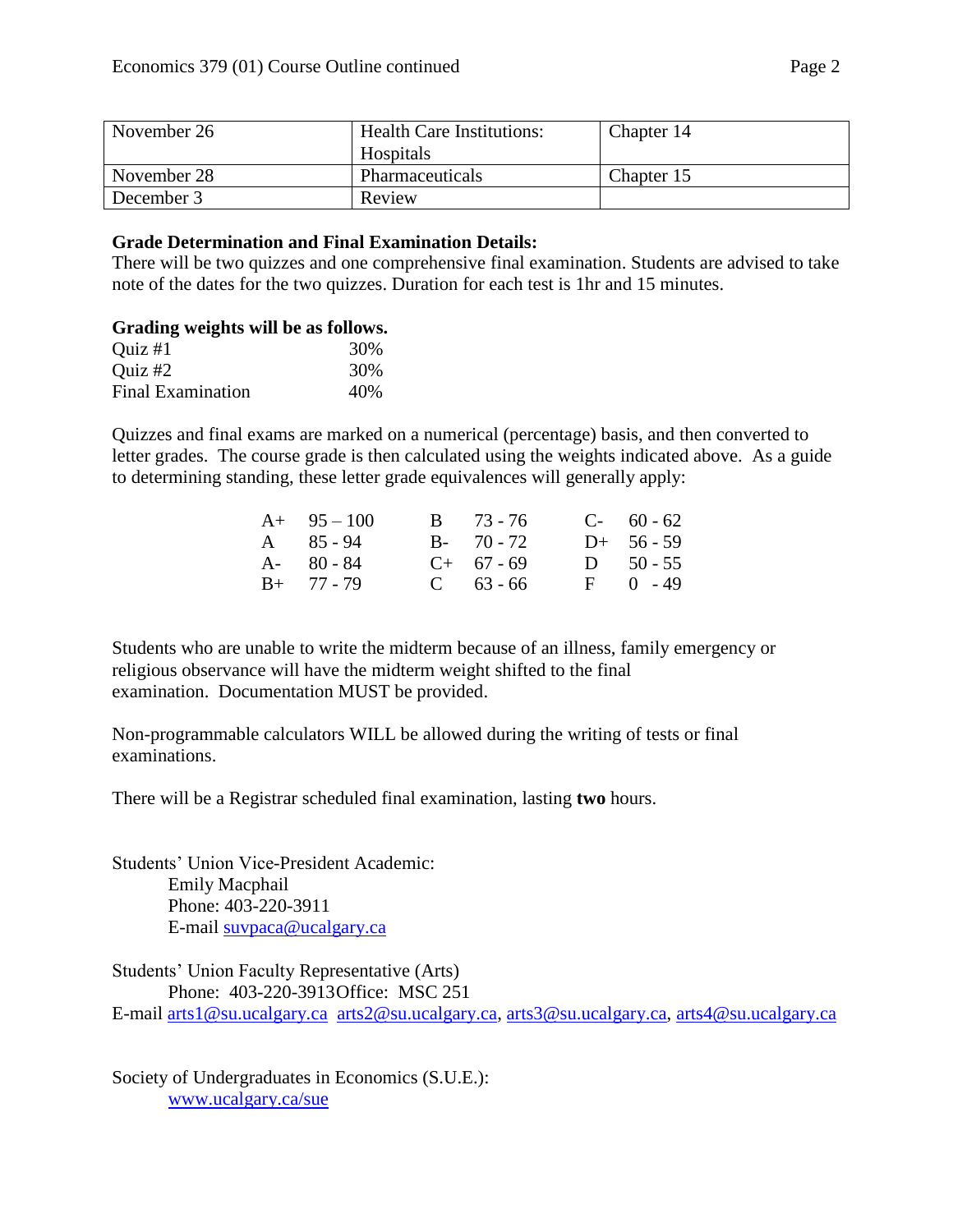| November 26 | Health Care Institutions: Hospitals | Chapter 14 |
|---|---|---|
| November 28 | Pharmaceuticals | Chapter 15 |
| December 3 | Review | |

**Grade Determination and Final Examination Details:**
There will be two quizzes and one comprehensive final examination. Students are advised to take note of the dates for the two quizzes. Duration for each test is 1hr and 15 minutes.

**Grading weights will be as follows.**

| | |
|---|---|
| Quiz #1 | 30% |
| Quiz #2 | 30% |
| Final Examination | 40% |

Quizzes and final exams are marked on a numerical (percentage) basis, and then converted to letter grades. The course grade is then calculated using the weights indicated above. As a guide to determining standing, these letter grade equivalences will generally apply:

| | | | | | |
|---|---|---|---|---|---|
| A+ | 95 – 100 | B | 73 - 76 | C- | 60 - 62 |
| A | 85 - 94 | B- | 70 - 72 | D+ | 56 - 59 |
| A- | 80 - 84 | C+ | 67 - 69 | D | 50 - 55 |
| B+ | 77 - 79 | C | 63 - 66 | F | 0 - 49 |

Students who are unable to write the midterm because of an illness, family emergency or religious observance will have the midterm weight shifted to the final examination. Documentation MUST be provided.

Non-programmable calculators WILL be allowed during the writing of tests or final examinations.

There will be a Registrar scheduled final examination, lasting **two** hours.

Students' Union Vice-President Academic:
Emily Macphail
Phone: 403-220-3911
E-mail suvpaca@ucalgary.ca

Students' Union Faculty Representative (Arts)
Phone: 403-220-3913Office: MSC 251
E-mail arts1@su.ucalgary.ca arts2@su.ucalgary.ca, arts3@su.ucalgary.ca, arts4@su.ucalgary.ca

Society of Undergraduates in Economics (S.U.E.):
www.ucalgary.ca/sue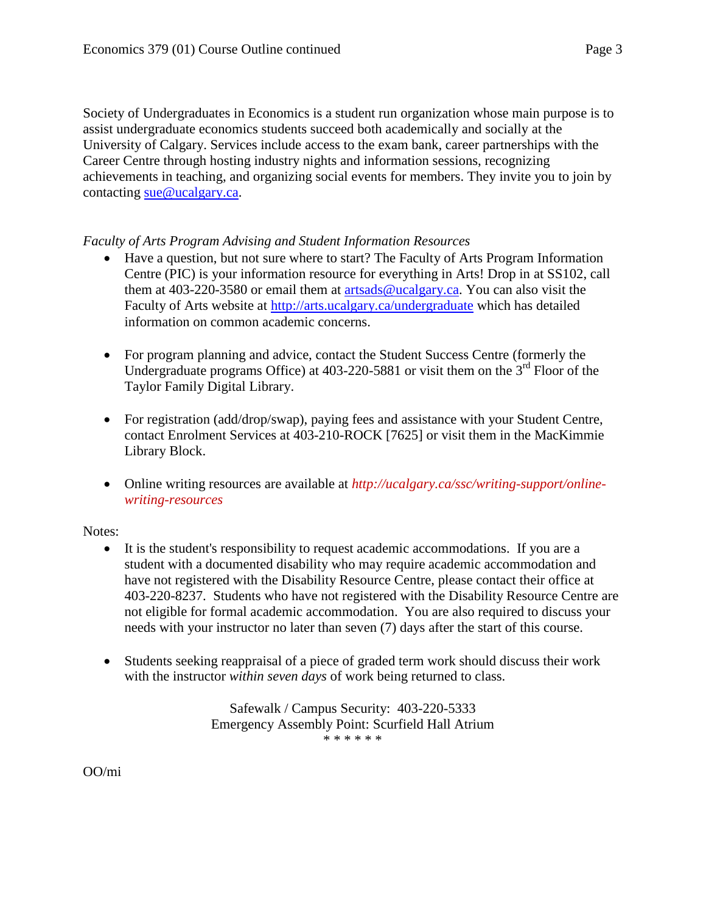Society of Undergraduates in Economics is a student run organization whose main purpose is to assist undergraduate economics students succeed both academically and socially at the University of Calgary. Services include access to the exam bank, career partnerships with the Career Centre through hosting industry nights and information sessions, recognizing achievements in teaching, and organizing social events for members. They invite you to join by contacting sue@ucalgary.ca.

*Faculty of Arts Program Advising and Student Information Resources*

- Have a question, but not sure where to start? The Faculty of Arts Program Information Centre (PIC) is your information resource for everything in Arts! Drop in at SS102, call them at 403-220-3580 or email them at artsads@ucalgary.ca. You can also visit the Faculty of Arts website at http://arts.ucalgary.ca/undergraduate which has detailed information on common academic concerns.

- For program planning and advice, contact the Student Success Centre (formerly the Undergraduate programs Office) at 403-220-5881 or visit them on the 3rd Floor of the Taylor Family Digital Library.

- For registration (add/drop/swap), paying fees and assistance with your Student Centre, contact Enrolment Services at 403-210-ROCK [7625] or visit them in the MacKimmie Library Block.

- Online writing resources are available at *http://ucalgary.ca/ssc/writing-support/online-writing-resources*

Notes:

- It is the student's responsibility to request academic accommodations. If you are a student with a documented disability who may require academic accommodation and have not registered with the Disability Resource Centre, please contact their office at 403-220-8237. Students who have not registered with the Disability Resource Centre are not eligible for formal academic accommodation. You are also required to discuss your needs with your instructor no later than seven (7) days after the start of this course.

- Students seeking reappraisal of a piece of graded term work should discuss their work with the instructor *within seven days* of work being returned to class.

Safewalk / Campus Security: 403-220-5333
Emergency Assembly Point: Scurfield Hall Atrium
* * * * * *

OO/mi